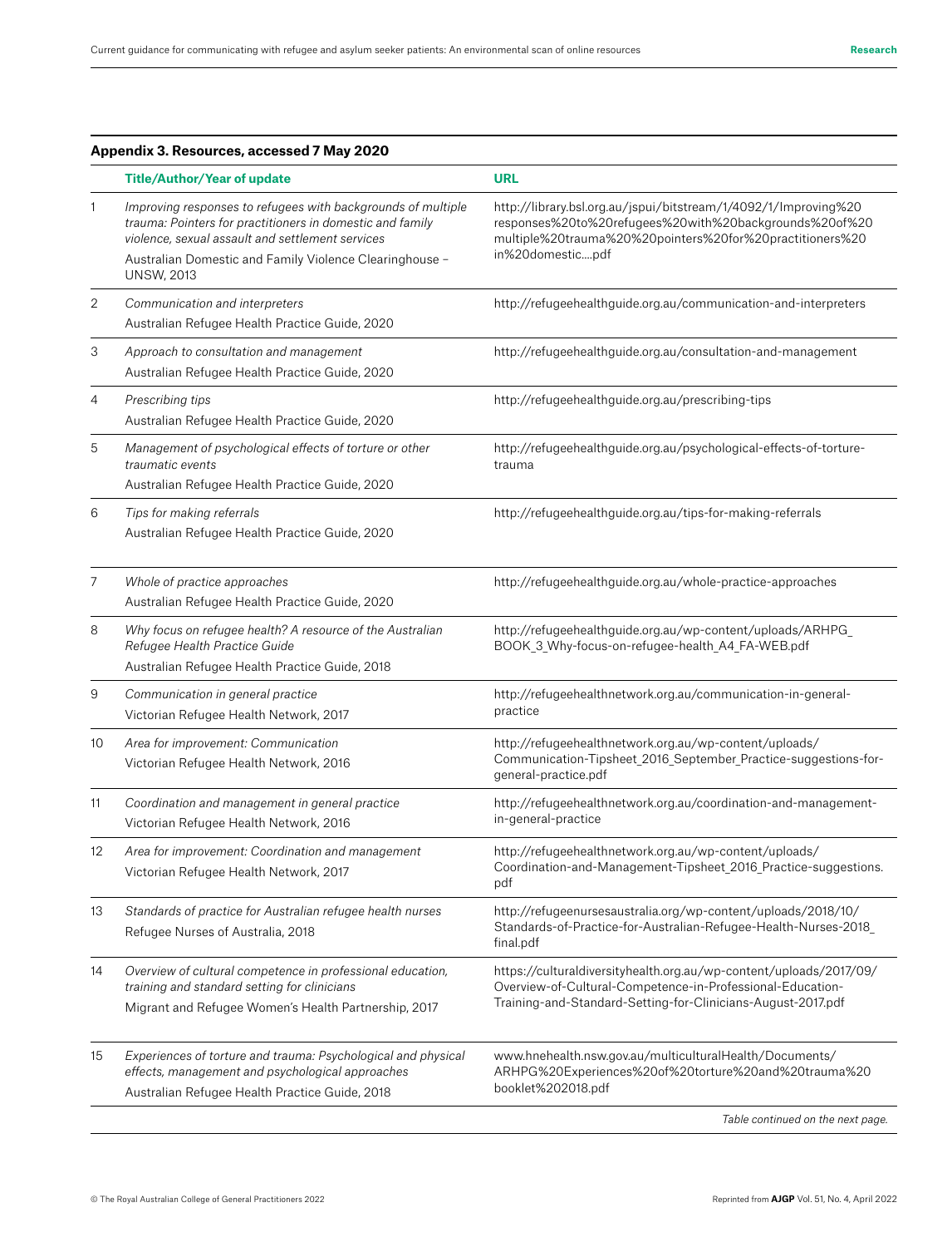**Appendix 3. Resources, accessed 7 May 2020**

| | Title/Author/Year of update | URL |
|---|---|---|
| 1 | *Improving responses to refugees with backgrounds of multiple trauma: Pointers for practitioners in domestic and family violence, sexual assault and settlement services*<br>Australian Domestic and Family Violence Clearinghouse – UNSW, 2013 | http://library.bsl.org.au/jspui/bitstream/1/4092/1/Improving%20 responses%20to%20refugees%20with%20backgrounds%20of%20 multiple%20trauma%20%20pointers%20for%20practitioners%20 in%20domestic....pdf |
| 2 | *Communication and interpreters*<br>Australian Refugee Health Practice Guide, 2020 | http://refugeehealthguide.org.au/communication-and-interpreters |
| 3 | *Approach to consultation and management*<br>Australian Refugee Health Practice Guide, 2020 | http://refugeehealthguide.org.au/consultation-and-management |
| 4 | *Prescribing tips*<br>Australian Refugee Health Practice Guide, 2020 | http://refugeehealthguide.org.au/prescribing-tips |
| 5 | *Management of psychological effects of torture or other traumatic events*<br>Australian Refugee Health Practice Guide, 2020 | http://refugeehealthguide.org.au/psychological-effects-of-torture-trauma |
| 6 | *Tips for making referrals*<br>Australian Refugee Health Practice Guide, 2020 | http://refugeehealthguide.org.au/tips-for-making-referrals |
| 7 | *Whole of practice approaches*<br>Australian Refugee Health Practice Guide, 2020 | http://refugeehealthguide.org.au/whole-practice-approaches |
| 8 | *Why focus on refugee health? A resource of the Australian Refugee Health Practice Guide*<br>Australian Refugee Health Practice Guide, 2018 | http://refugeehealthguide.org.au/wp-content/uploads/ARHPG_ BOOK_3_Why-focus-on-refugee-health_A4_FA-WEB.pdf |
| 9 | *Communication in general practice*<br>Victorian Refugee Health Network, 2017 | http://refugeehealthnetwork.org.au/communication-in-general-practice |
| 10 | *Area for improvement: Communication*<br>Victorian Refugee Health Network, 2016 | http://refugeehealthnetwork.org.au/wp-content/uploads/ Communication-Tipsheet_2016_September_Practice-suggestions-for-general-practice.pdf |
| 11 | *Coordination and management in general practice*<br>Victorian Refugee Health Network, 2016 | http://refugeehealthnetwork.org.au/coordination-and-management-in-general-practice |
| 12 | *Area for improvement: Coordination and management*<br>Victorian Refugee Health Network, 2017 | http://refugeehealthnetwork.org.au/wp-content/uploads/ Coordination-and-Management-Tipsheet_2016_Practice-suggestions.pdf |
| 13 | *Standards of practice for Australian refugee health nurses*<br>Refugee Nurses of Australia, 2018 | http://refugeenursesaustralia.org/wp-content/uploads/2018/10/ Standards-of-Practice-for-Australian-Refugee-Health-Nurses-2018_ final.pdf |
| 14 | *Overview of cultural competence in professional education, training and standard setting for clinicians*<br>Migrant and Refugee Women's Health Partnership, 2017 | https://culturaldiversityhealth.org.au/wp-content/uploads/2017/09/ Overview-of-Cultural-Competence-in-Professional-Education-Training-and-Standard-Setting-for-Clinicians-August-2017.pdf |
| 15 | *Experiences of torture and trauma: Psychological and physical effects, management and psychological approaches*<br>Australian Refugee Health Practice Guide, 2018 | www.hnehealth.nsw.gov.au/multiculturalHealth/Documents/ ARHPG%20Experiences%20of%20torture%20and%20trauma%20 booklet%202018.pdf |

*Table continued on the next page.*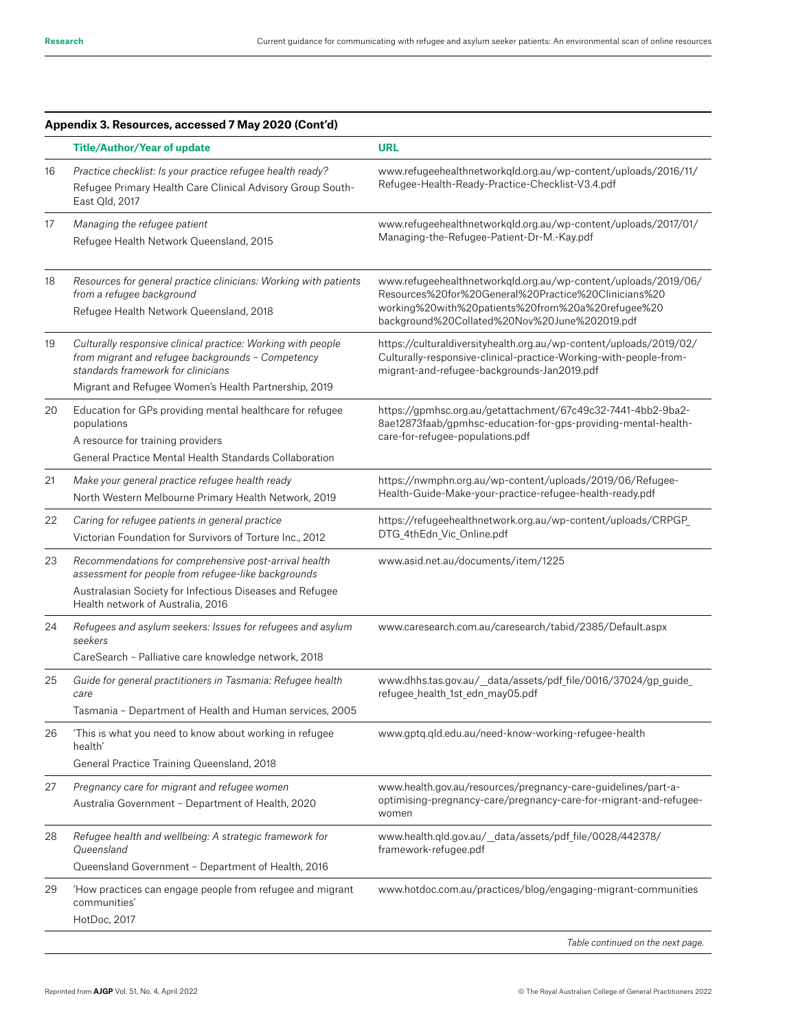**Appendix 3. Resources, accessed 7 May 2020 (Cont'd)**

| | Title/Author/Year of update | URL |
|---|---|---|
| 16 | *Practice checklist: Is your practice refugee health ready?*<br>Refugee Primary Health Care Clinical Advisory Group South-East Qld, 2017 | www.refugeehealthnetworkqld.org.au/wp-content/uploads/2016/11/Refugee-Health-Ready-Practice-Checklist-V3.4.pdf |
| 17 | *Managing the refugee patient*<br>Refugee Health Network Queensland, 2015 | www.refugeehealthnetworkqld.org.au/wp-content/uploads/2017/01/Managing-the-Refugee-Patient-Dr-M.-Kay.pdf |
| 18 | *Resources for general practice clinicians: Working with patients from a refugee background*<br>Refugee Health Network Queensland, 2018 | www.refugeehealthnetworkqld.org.au/wp-content/uploads/2019/06/Resources%20for%20General%20Practice%20Clinicians%20working%20with%20patients%20from%20a%20refugee%20background%20Collated%20Nov%20June%202019.pdf |
| 19 | *Culturally responsive clinical practice: Working with people from migrant and refugee backgrounds – Competency standards framework for clinicians*<br>Migrant and Refugee Women's Health Partnership, 2019 | https://culturaldiversityhealth.org.au/wp-content/uploads/2019/02/Culturally-responsive-clinical-practice-Working-with-people-from-migrant-and-refugee-backgrounds-Jan2019.pdf |
| 20 | Education for GPs providing mental healthcare for refugee populations<br>A resource for training providers<br>General Practice Mental Health Standards Collaboration | https://gpmhsc.org.au/getattachment/67c49c32-7441-4bb2-9ba2-8ae12873faab/gpmhsc-education-for-gps-providing-mental-health-care-for-refugee-populations.pdf |
| 21 | *Make your general practice refugee health ready*<br>North Western Melbourne Primary Health Network, 2019 | https://nwmphn.org.au/wp-content/uploads/2019/06/Refugee-Health-Guide-Make-your-practice-refugee-health-ready.pdf |
| 22 | *Caring for refugee patients in general practice*<br>Victorian Foundation for Survivors of Torture Inc., 2012 | https://refugeehealthnetwork.org.au/wp-content/uploads/CRPGP_DTG_4thEdn_Vic_Online.pdf |
| 23 | *Recommendations for comprehensive post-arrival health assessment for people from refugee-like backgrounds*<br>Australasian Society for Infectious Diseases and Refugee Health network of Australia, 2016 | www.asid.net.au/documents/item/1225 |
| 24 | *Refugees and asylum seekers: Issues for refugees and asylum seekers*<br>CareSearch – Palliative care knowledge network, 2018 | www.caresearch.com.au/caresearch/tabid/2385/Default.aspx |
| 25 | *Guide for general practitioners in Tasmania: Refugee health care*<br>Tasmania – Department of Health and Human services, 2005 | www.dhhs.tas.gov.au/__data/assets/pdf_file/0016/37024/gp_guide_refugee_health_1st_edn_may05.pdf |
| 26 | 'This is what you need to know about working in refugee health'<br>General Practice Training Queensland, 2018 | www.gptq.qld.edu.au/need-know-working-refugee-health |
| 27 | *Pregnancy care for migrant and refugee women*<br>Australia Government – Department of Health, 2020 | www.health.gov.au/resources/pregnancy-care-guidelines/part-a-optimising-pregnancy-care/pregnancy-care-for-migrant-and-refugee-women |
| 28 | *Refugee health and wellbeing: A strategic framework for Queensland*<br>Queensland Government – Department of Health, 2016 | www.health.qld.gov.au/__data/assets/pdf_file/0028/442378/framework-refugee.pdf |
| 29 | 'How practices can engage people from refugee and migrant communities'<br>HotDoc, 2017 | www.hotdoc.com.au/practices/blog/engaging-migrant-communities |

*Table continued on the next page.*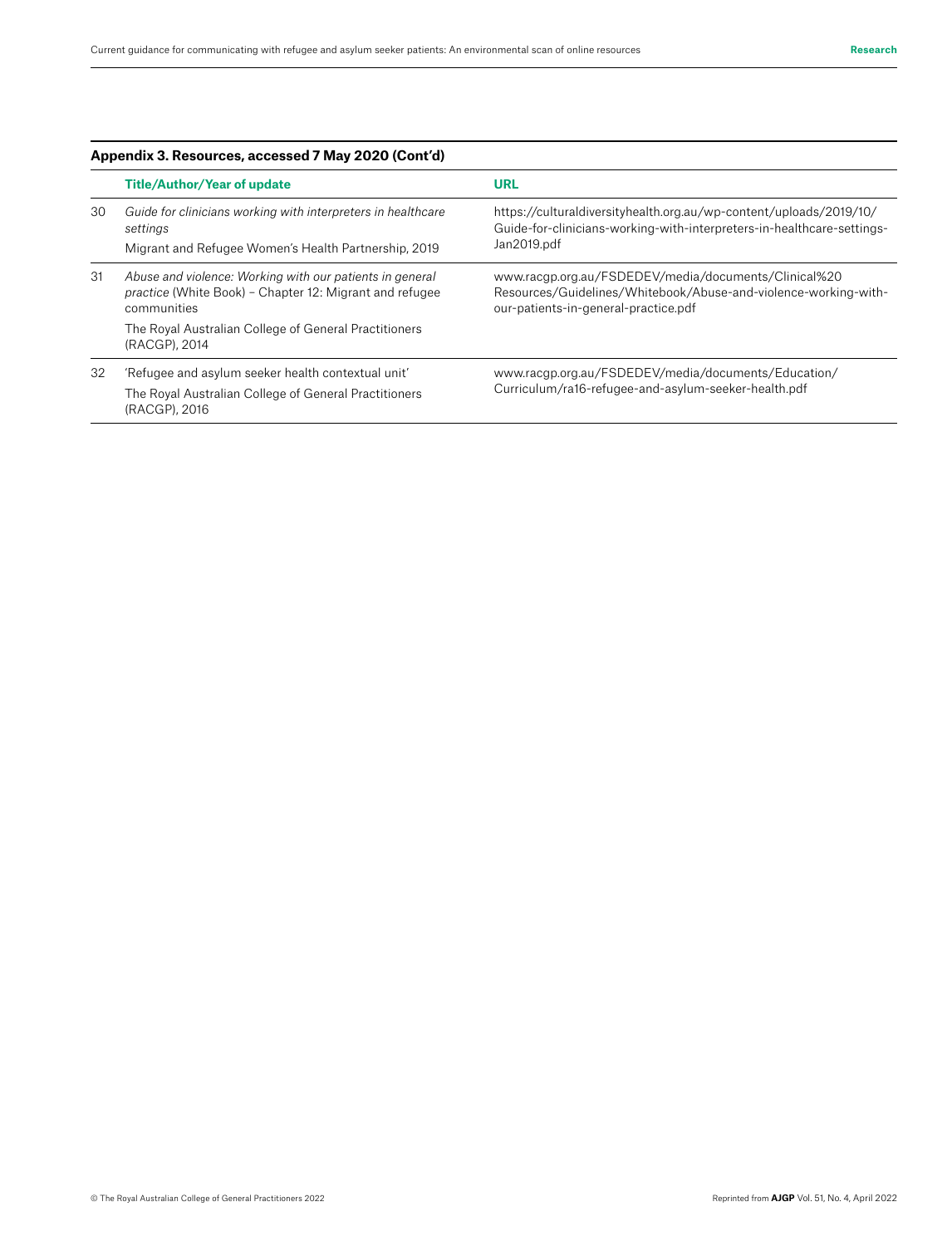**Appendix 3. Resources, accessed 7 May 2020 (Cont'd)**

| | Title/Author/Year of update | URL |
|---|---|---|
| 30 | *Guide for clinicians working with interpreters in healthcare settings*<br>Migrant and Refugee Women's Health Partnership, 2019 | https://culturaldiversityhealth.org.au/wp-content/uploads/2019/10/Guide-for-clinicians-working-with-interpreters-in-healthcare-settings-Jan2019.pdf |
| 31 | *Abuse and violence: Working with our patients in general practice* (White Book) – Chapter 12: Migrant and refugee communities<br>The Royal Australian College of General Practitioners (RACGP), 2014 | www.racgp.org.au/FSDEDEV/media/documents/Clinical%20Resources/Guidelines/Whitebook/Abuse-and-violence-working-with-our-patients-in-general-practice.pdf |
| 32 | 'Refugee and asylum seeker health contextual unit'<br>The Royal Australian College of General Practitioners (RACGP), 2016 | www.racgp.org.au/FSDEDEV/media/documents/Education/Curriculum/ra16-refugee-and-asylum-seeker-health.pdf |